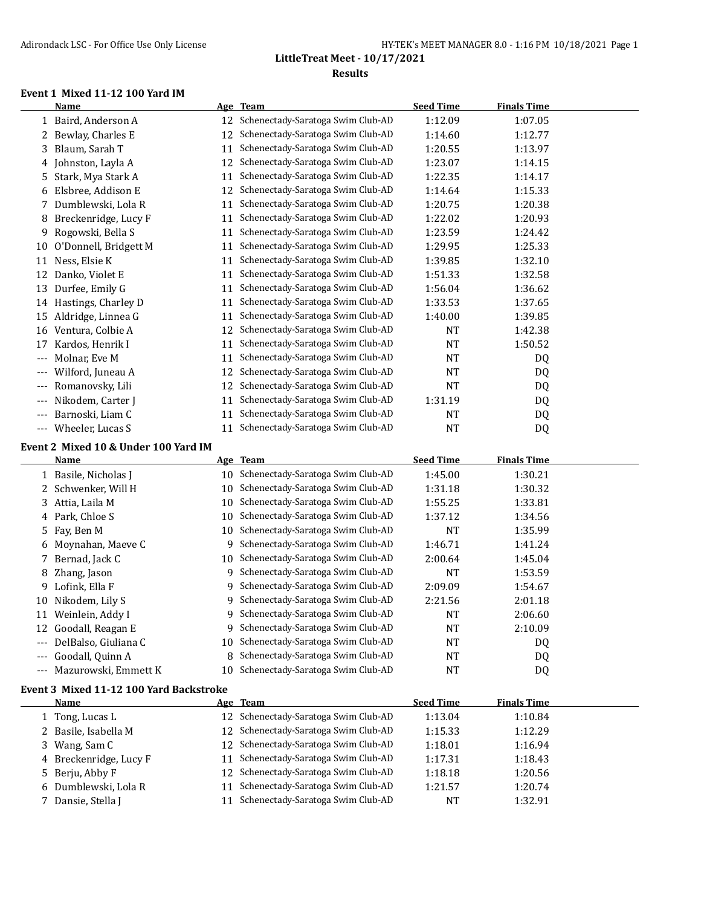# LittleTreat Meet - 10/17/2021

## Results

### Event 1 Mixed 11-12 100 Yard IM

| | Name | Age | Team | Seed Time | Finals Time |
|---|---|---|---|---|---|
| 1 | Baird, Anderson A | 12 | Schenectady-Saratoga Swim Club-AD | 1:12.09 | 1:07.05 |
| 2 | Bewlay, Charles E | 12 | Schenectady-Saratoga Swim Club-AD | 1:14.60 | 1:12.77 |
| 3 | Blaum, Sarah T | 11 | Schenectady-Saratoga Swim Club-AD | 1:20.55 | 1:13.97 |
| 4 | Johnston, Layla A | 12 | Schenectady-Saratoga Swim Club-AD | 1:23.07 | 1:14.15 |
| 5 | Stark, Mya Stark A | 11 | Schenectady-Saratoga Swim Club-AD | 1:22.35 | 1:14.17 |
| 6 | Elsbree, Addison E | 12 | Schenectady-Saratoga Swim Club-AD | 1:14.64 | 1:15.33 |
| 7 | Dumblewski, Lola R | 11 | Schenectady-Saratoga Swim Club-AD | 1:20.75 | 1:20.38 |
| 8 | Breckenridge, Lucy F | 11 | Schenectady-Saratoga Swim Club-AD | 1:22.02 | 1:20.93 |
| 9 | Rogowski, Bella S | 11 | Schenectady-Saratoga Swim Club-AD | 1:23.59 | 1:24.42 |
| 10 | O'Donnell, Bridgett M | 11 | Schenectady-Saratoga Swim Club-AD | 1:29.95 | 1:25.33 |
| 11 | Ness, Elsie K | 11 | Schenectady-Saratoga Swim Club-AD | 1:39.85 | 1:32.10 |
| 12 | Danko, Violet E | 11 | Schenectady-Saratoga Swim Club-AD | 1:51.33 | 1:32.58 |
| 13 | Durfee, Emily G | 11 | Schenectady-Saratoga Swim Club-AD | 1:56.04 | 1:36.62 |
| 14 | Hastings, Charley D | 11 | Schenectady-Saratoga Swim Club-AD | 1:33.53 | 1:37.65 |
| 15 | Aldridge, Linnea G | 11 | Schenectady-Saratoga Swim Club-AD | 1:40.00 | 1:39.85 |
| 16 | Ventura, Colbie A | 12 | Schenectady-Saratoga Swim Club-AD | NT | 1:42.38 |
| 17 | Kardos, Henrik I | 11 | Schenectady-Saratoga Swim Club-AD | NT | 1:50.52 |
| --- | Molnar, Eve M | 11 | Schenectady-Saratoga Swim Club-AD | NT | DQ |
| --- | Wilford, Juneau A | 12 | Schenectady-Saratoga Swim Club-AD | NT | DQ |
| --- | Romanovsky, Lili | 12 | Schenectady-Saratoga Swim Club-AD | NT | DQ |
| --- | Nikodem, Carter J | 11 | Schenectady-Saratoga Swim Club-AD | 1:31.19 | DQ |
| --- | Barnoski, Liam C | 11 | Schenectady-Saratoga Swim Club-AD | NT | DQ |
| --- | Wheeler, Lucas S | 11 | Schenectady-Saratoga Swim Club-AD | NT | DQ |

### Event 2 Mixed 10 & Under 100 Yard IM

| | Name | Age | Team | Seed Time | Finals Time |
|---|---|---|---|---|---|
| 1 | Basile, Nicholas J | 10 | Schenectady-Saratoga Swim Club-AD | 1:45.00 | 1:30.21 |
| 2 | Schwenker, Will H | 10 | Schenectady-Saratoga Swim Club-AD | 1:31.18 | 1:30.32 |
| 3 | Attia, Laila M | 10 | Schenectady-Saratoga Swim Club-AD | 1:55.25 | 1:33.81 |
| 4 | Park, Chloe S | 10 | Schenectady-Saratoga Swim Club-AD | 1:37.12 | 1:34.56 |
| 5 | Fay, Ben M | 10 | Schenectady-Saratoga Swim Club-AD | NT | 1:35.99 |
| 6 | Moynahan, Maeve C | 9 | Schenectady-Saratoga Swim Club-AD | 1:46.71 | 1:41.24 |
| 7 | Bernad, Jack C | 10 | Schenectady-Saratoga Swim Club-AD | 2:00.64 | 1:45.04 |
| 8 | Zhang, Jason | 9 | Schenectady-Saratoga Swim Club-AD | NT | 1:53.59 |
| 9 | Lofink, Ella F | 9 | Schenectady-Saratoga Swim Club-AD | 2:09.09 | 1:54.67 |
| 10 | Nikodem, Lily S | 9 | Schenectady-Saratoga Swim Club-AD | 2:21.56 | 2:01.18 |
| 11 | Weinlein, Addy I | 9 | Schenectady-Saratoga Swim Club-AD | NT | 2:06.60 |
| 12 | Goodall, Reagan E | 9 | Schenectady-Saratoga Swim Club-AD | NT | 2:10.09 |
| --- | DelBalso, Giuliana C | 10 | Schenectady-Saratoga Swim Club-AD | NT | DQ |
| --- | Goodall, Quinn A | 8 | Schenectady-Saratoga Swim Club-AD | NT | DQ |
| --- | Mazurowski, Emmett K | 10 | Schenectady-Saratoga Swim Club-AD | NT | DQ |

### Event 3 Mixed 11-12 100 Yard Backstroke

| | Name | Age | Team | Seed Time | Finals Time |
|---|---|---|---|---|---|
| 1 | Tong, Lucas L | 12 | Schenectady-Saratoga Swim Club-AD | 1:13.04 | 1:10.84 |
| 2 | Basile, Isabella M | 12 | Schenectady-Saratoga Swim Club-AD | 1:15.33 | 1:12.29 |
| 3 | Wang, Sam C | 12 | Schenectady-Saratoga Swim Club-AD | 1:18.01 | 1:16.94 |
| 4 | Breckenridge, Lucy F | 11 | Schenectady-Saratoga Swim Club-AD | 1:17.31 | 1:18.43 |
| 5 | Berju, Abby F | 12 | Schenectady-Saratoga Swim Club-AD | 1:18.18 | 1:20.56 |
| 6 | Dumblewski, Lola R | 11 | Schenectady-Saratoga Swim Club-AD | 1:21.57 | 1:20.74 |
| 7 | Dansie, Stella J | 11 | Schenectady-Saratoga Swim Club-AD | NT | 1:32.91 |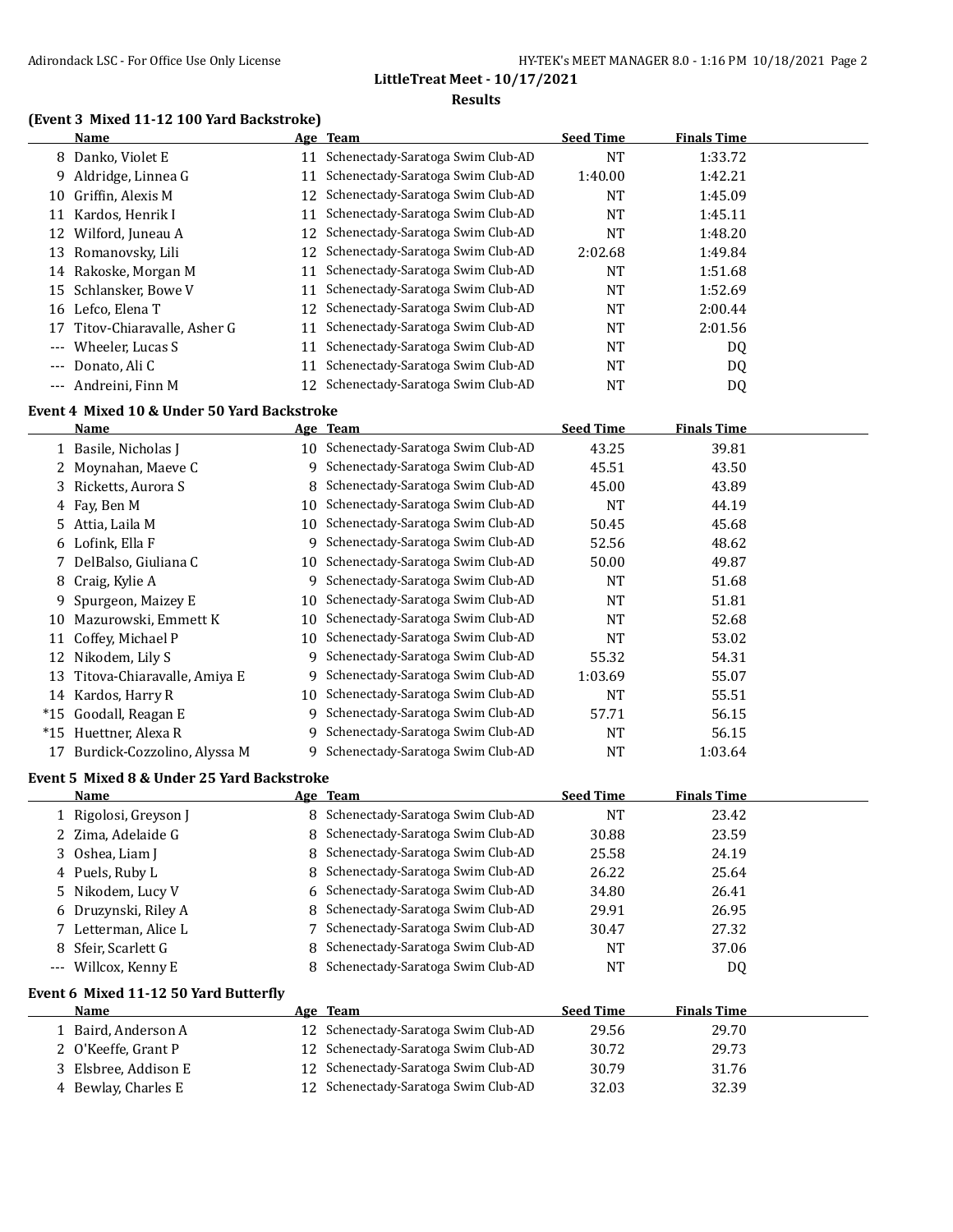## LittleTreat Meet - 10/17/2021

### Results

### (Event 3 Mixed 11-12 100 Yard Backstroke)

| | Name | Age | Team | Seed Time | Finals Time |
|---|---|---|---|---|---|
| 8 | Danko, Violet E | 11 | Schenectady-Saratoga Swim Club-AD | NT | 1:33.72 |
| 9 | Aldridge, Linnea G | 11 | Schenectady-Saratoga Swim Club-AD | 1:40.00 | 1:42.21 |
| 10 | Griffin, Alexis M | 12 | Schenectady-Saratoga Swim Club-AD | NT | 1:45.09 |
| 11 | Kardos, Henrik I | 11 | Schenectady-Saratoga Swim Club-AD | NT | 1:45.11 |
| 12 | Wilford, Juneau A | 12 | Schenectady-Saratoga Swim Club-AD | NT | 1:48.20 |
| 13 | Romanovsky, Lili | 12 | Schenectady-Saratoga Swim Club-AD | 2:02.68 | 1:49.84 |
| 14 | Rakoske, Morgan M | 11 | Schenectady-Saratoga Swim Club-AD | NT | 1:51.68 |
| 15 | Schlansker, Bowe V | 11 | Schenectady-Saratoga Swim Club-AD | NT | 1:52.69 |
| 16 | Lefco, Elena T | 12 | Schenectady-Saratoga Swim Club-AD | NT | 2:00.44 |
| 17 | Titov-Chiaravalle, Asher G | 11 | Schenectady-Saratoga Swim Club-AD | NT | 2:01.56 |
| --- | Wheeler, Lucas S | 11 | Schenectady-Saratoga Swim Club-AD | NT | DQ |
| --- | Donato, Ali C | 11 | Schenectady-Saratoga Swim Club-AD | NT | DQ |
| --- | Andreini, Finn M | 12 | Schenectady-Saratoga Swim Club-AD | NT | DQ |

### Event 4 Mixed 10 & Under 50 Yard Backstroke

| | Name | Age | Team | Seed Time | Finals Time |
|---|---|---|---|---|---|
| 1 | Basile, Nicholas J | 10 | Schenectady-Saratoga Swim Club-AD | 43.25 | 39.81 |
| 2 | Moynahan, Maeve C | 9 | Schenectady-Saratoga Swim Club-AD | 45.51 | 43.50 |
| 3 | Ricketts, Aurora S | 8 | Schenectady-Saratoga Swim Club-AD | 45.00 | 43.89 |
| 4 | Fay, Ben M | 10 | Schenectady-Saratoga Swim Club-AD | NT | 44.19 |
| 5 | Attia, Laila M | 10 | Schenectady-Saratoga Swim Club-AD | 50.45 | 45.68 |
| 6 | Lofink, Ella F | 9 | Schenectady-Saratoga Swim Club-AD | 52.56 | 48.62 |
| 7 | DelBalso, Giuliana C | 10 | Schenectady-Saratoga Swim Club-AD | 50.00 | 49.87 |
| 8 | Craig, Kylie A | 9 | Schenectady-Saratoga Swim Club-AD | NT | 51.68 |
| 9 | Spurgeon, Maizey E | 10 | Schenectady-Saratoga Swim Club-AD | NT | 51.81 |
| 10 | Mazurowski, Emmett K | 10 | Schenectady-Saratoga Swim Club-AD | NT | 52.68 |
| 11 | Coffey, Michael P | 10 | Schenectady-Saratoga Swim Club-AD | NT | 53.02 |
| 12 | Nikodem, Lily S | 9 | Schenectady-Saratoga Swim Club-AD | 55.32 | 54.31 |
| 13 | Titova-Chiaravalle, Amiya E | 9 | Schenectady-Saratoga Swim Club-AD | 1:03.69 | 55.07 |
| 14 | Kardos, Harry R | 10 | Schenectady-Saratoga Swim Club-AD | NT | 55.51 |
| *15 | Goodall, Reagan E | 9 | Schenectady-Saratoga Swim Club-AD | 57.71 | 56.15 |
| *15 | Huettner, Alexa R | 9 | Schenectady-Saratoga Swim Club-AD | NT | 56.15 |
| 17 | Burdick-Cozzolino, Alyssa M | 9 | Schenectady-Saratoga Swim Club-AD | NT | 1:03.64 |

### Event 5 Mixed 8 & Under 25 Yard Backstroke

| | Name | Age | Team | Seed Time | Finals Time |
|---|---|---|---|---|---|
| 1 | Rigolosi, Greyson J | 8 | Schenectady-Saratoga Swim Club-AD | NT | 23.42 |
| 2 | Zima, Adelaide G | 8 | Schenectady-Saratoga Swim Club-AD | 30.88 | 23.59 |
| 3 | Oshea, Liam J | 8 | Schenectady-Saratoga Swim Club-AD | 25.58 | 24.19 |
| 4 | Puels, Ruby L | 8 | Schenectady-Saratoga Swim Club-AD | 26.22 | 25.64 |
| 5 | Nikodem, Lucy V | 6 | Schenectady-Saratoga Swim Club-AD | 34.80 | 26.41 |
| 6 | Druzynski, Riley A | 8 | Schenectady-Saratoga Swim Club-AD | 29.91 | 26.95 |
| 7 | Letterman, Alice L | 7 | Schenectady-Saratoga Swim Club-AD | 30.47 | 27.32 |
| 8 | Sfeir, Scarlett G | 8 | Schenectady-Saratoga Swim Club-AD | NT | 37.06 |
| --- | Willcox, Kenny E | 8 | Schenectady-Saratoga Swim Club-AD | NT | DQ |

### Event 6 Mixed 11-12 50 Yard Butterfly

| | Name | Age | Team | Seed Time | Finals Time |
|---|---|---|---|---|---|
| 1 | Baird, Anderson A | 12 | Schenectady-Saratoga Swim Club-AD | 29.56 | 29.70 |
| 2 | O'Keeffe, Grant P | 12 | Schenectady-Saratoga Swim Club-AD | 30.72 | 29.73 |
| 3 | Elsbree, Addison E | 12 | Schenectady-Saratoga Swim Club-AD | 30.79 | 31.76 |
| 4 | Bewlay, Charles E | 12 | Schenectady-Saratoga Swim Club-AD | 32.03 | 32.39 |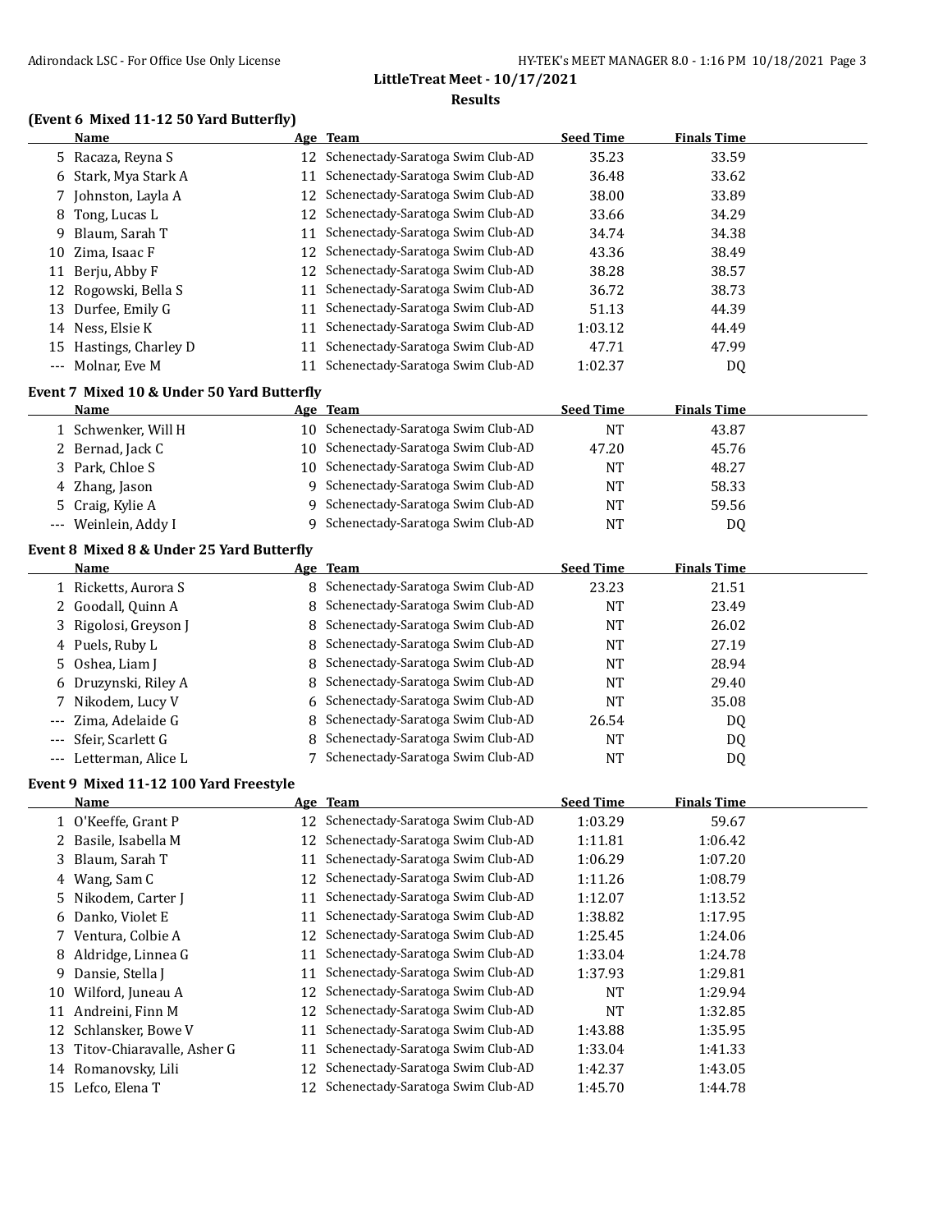# LittleTreat Meet - 10/17/2021

## Results

### (Event 6 Mixed 11-12 50 Yard Butterfly)

| | Name | Age | Team | Seed Time | Finals Time |
|---|---|---|---|---|---|
| 5 | Racaza, Reyna S | 12 | Schenectady-Saratoga Swim Club-AD | 35.23 | 33.59 |
| 6 | Stark, Mya Stark A | 11 | Schenectady-Saratoga Swim Club-AD | 36.48 | 33.62 |
| 7 | Johnston, Layla A | 12 | Schenectady-Saratoga Swim Club-AD | 38.00 | 33.89 |
| 8 | Tong, Lucas L | 12 | Schenectady-Saratoga Swim Club-AD | 33.66 | 34.29 |
| 9 | Blaum, Sarah T | 11 | Schenectady-Saratoga Swim Club-AD | 34.74 | 34.38 |
| 10 | Zima, Isaac F | 12 | Schenectady-Saratoga Swim Club-AD | 43.36 | 38.49 |
| 11 | Berju, Abby F | 12 | Schenectady-Saratoga Swim Club-AD | 38.28 | 38.57 |
| 12 | Rogowski, Bella S | 11 | Schenectady-Saratoga Swim Club-AD | 36.72 | 38.73 |
| 13 | Durfee, Emily G | 11 | Schenectady-Saratoga Swim Club-AD | 51.13 | 44.39 |
| 14 | Ness, Elsie K | 11 | Schenectady-Saratoga Swim Club-AD | 1:03.12 | 44.49 |
| 15 | Hastings, Charley D | 11 | Schenectady-Saratoga Swim Club-AD | 47.71 | 47.99 |
| --- | Molnar, Eve M | 11 | Schenectady-Saratoga Swim Club-AD | 1:02.37 | DQ |

### Event 7 Mixed 10 & Under 50 Yard Butterfly

| | Name | Age | Team | Seed Time | Finals Time |
|---|---|---|---|---|---|
| 1 | Schwenker, Will H | 10 | Schenectady-Saratoga Swim Club-AD | NT | 43.87 |
| 2 | Bernad, Jack C | 10 | Schenectady-Saratoga Swim Club-AD | 47.20 | 45.76 |
| 3 | Park, Chloe S | 10 | Schenectady-Saratoga Swim Club-AD | NT | 48.27 |
| 4 | Zhang, Jason | 9 | Schenectady-Saratoga Swim Club-AD | NT | 58.33 |
| 5 | Craig, Kylie A | 9 | Schenectady-Saratoga Swim Club-AD | NT | 59.56 |
| --- | Weinlein, Addy I | 9 | Schenectady-Saratoga Swim Club-AD | NT | DQ |

### Event 8 Mixed 8 & Under 25 Yard Butterfly

| | Name | Age | Team | Seed Time | Finals Time |
|---|---|---|---|---|---|
| 1 | Ricketts, Aurora S | 8 | Schenectady-Saratoga Swim Club-AD | 23.23 | 21.51 |
| 2 | Goodall, Quinn A | 8 | Schenectady-Saratoga Swim Club-AD | NT | 23.49 |
| 3 | Rigolosi, Greyson J | 8 | Schenectady-Saratoga Swim Club-AD | NT | 26.02 |
| 4 | Puels, Ruby L | 8 | Schenectady-Saratoga Swim Club-AD | NT | 27.19 |
| 5 | Oshea, Liam J | 8 | Schenectady-Saratoga Swim Club-AD | NT | 28.94 |
| 6 | Druzynski, Riley A | 8 | Schenectady-Saratoga Swim Club-AD | NT | 29.40 |
| 7 | Nikodem, Lucy V | 6 | Schenectady-Saratoga Swim Club-AD | NT | 35.08 |
| --- | Zima, Adelaide G | 8 | Schenectady-Saratoga Swim Club-AD | 26.54 | DQ |
| --- | Sfeir, Scarlett G | 8 | Schenectady-Saratoga Swim Club-AD | NT | DQ |
| --- | Letterman, Alice L | 7 | Schenectady-Saratoga Swim Club-AD | NT | DQ |

### Event 9 Mixed 11-12 100 Yard Freestyle

| | Name | Age | Team | Seed Time | Finals Time |
|---|---|---|---|---|---|
| 1 | O'Keeffe, Grant P | 12 | Schenectady-Saratoga Swim Club-AD | 1:03.29 | 59.67 |
| 2 | Basile, Isabella M | 12 | Schenectady-Saratoga Swim Club-AD | 1:11.81 | 1:06.42 |
| 3 | Blaum, Sarah T | 11 | Schenectady-Saratoga Swim Club-AD | 1:06.29 | 1:07.20 |
| 4 | Wang, Sam C | 12 | Schenectady-Saratoga Swim Club-AD | 1:11.26 | 1:08.79 |
| 5 | Nikodem, Carter J | 11 | Schenectady-Saratoga Swim Club-AD | 1:12.07 | 1:13.52 |
| 6 | Danko, Violet E | 11 | Schenectady-Saratoga Swim Club-AD | 1:38.82 | 1:17.95 |
| 7 | Ventura, Colbie A | 12 | Schenectady-Saratoga Swim Club-AD | 1:25.45 | 1:24.06 |
| 8 | Aldridge, Linnea G | 11 | Schenectady-Saratoga Swim Club-AD | 1:33.04 | 1:24.78 |
| 9 | Dansie, Stella J | 11 | Schenectady-Saratoga Swim Club-AD | 1:37.93 | 1:29.81 |
| 10 | Wilford, Juneau A | 12 | Schenectady-Saratoga Swim Club-AD | NT | 1:29.94 |
| 11 | Andreini, Finn M | 12 | Schenectady-Saratoga Swim Club-AD | NT | 1:32.85 |
| 12 | Schlansker, Bowe V | 11 | Schenectady-Saratoga Swim Club-AD | 1:43.88 | 1:35.95 |
| 13 | Titov-Chiaravalle, Asher G | 11 | Schenectady-Saratoga Swim Club-AD | 1:33.04 | 1:41.33 |
| 14 | Romanovsky, Lili | 12 | Schenectady-Saratoga Swim Club-AD | 1:42.37 | 1:43.05 |
| 15 | Lefco, Elena T | 12 | Schenectady-Saratoga Swim Club-AD | 1:45.70 | 1:44.78 |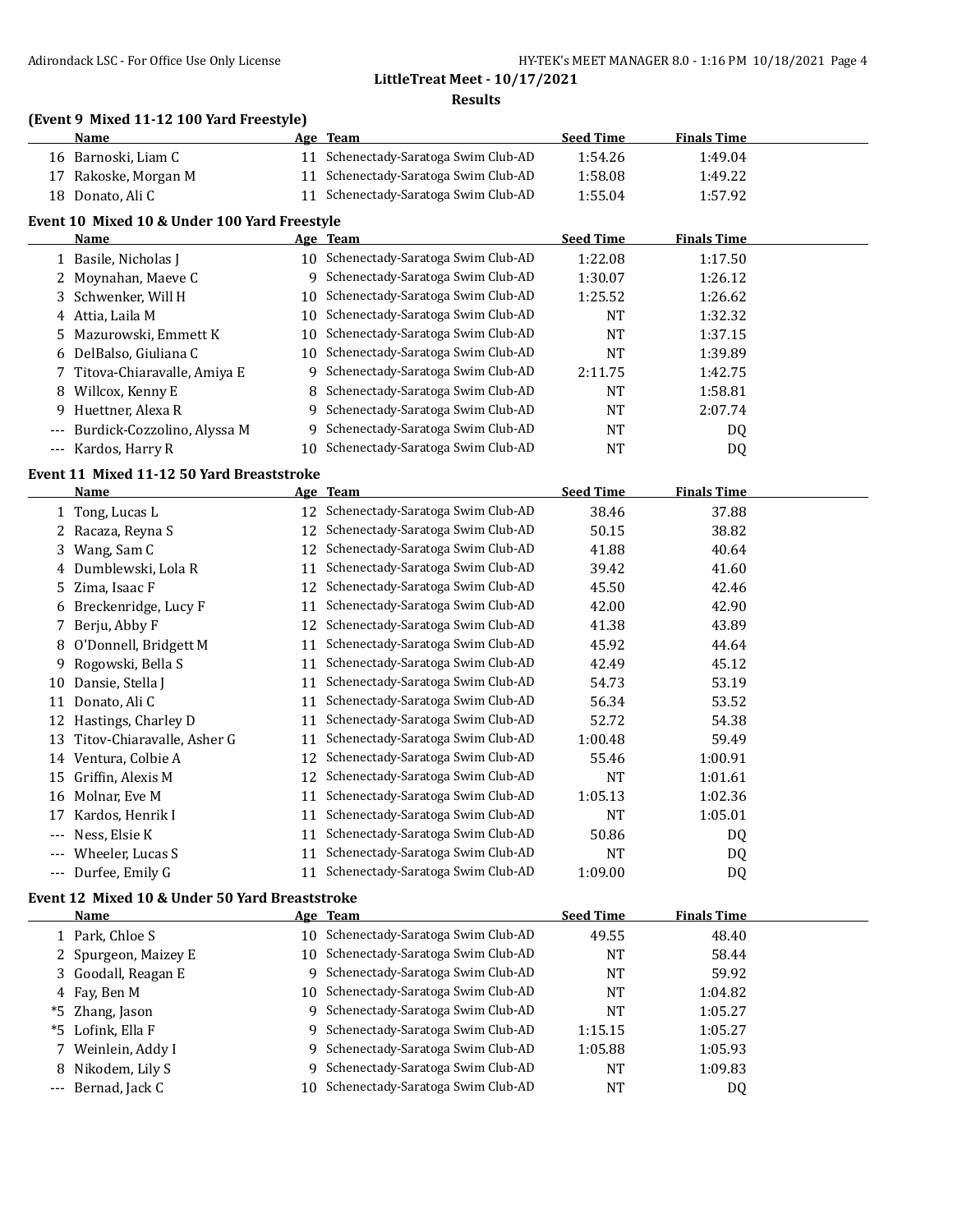## LittleTreat Meet - 10/17/2021

### Results

### (Event 9 Mixed 11-12 100 Yard Freestyle)

| | Name | Age | Team | Seed Time | Finals Time |
|---|---|---|---|---|---|
| 16 | Barnoski, Liam C | 11 | Schenectady-Saratoga Swim Club-AD | 1:54.26 | 1:49.04 |
| 17 | Rakoske, Morgan M | 11 | Schenectady-Saratoga Swim Club-AD | 1:58.08 | 1:49.22 |
| 18 | Donato, Ali C | 11 | Schenectady-Saratoga Swim Club-AD | 1:55.04 | 1:57.92 |

### Event 10 Mixed 10 & Under 100 Yard Freestyle

| | Name | Age | Team | Seed Time | Finals Time |
|---|---|---|---|---|---|
| 1 | Basile, Nicholas J | 10 | Schenectady-Saratoga Swim Club-AD | 1:22.08 | 1:17.50 |
| 2 | Moynahan, Maeve C | 9 | Schenectady-Saratoga Swim Club-AD | 1:30.07 | 1:26.12 |
| 3 | Schwenker, Will H | 10 | Schenectady-Saratoga Swim Club-AD | 1:25.52 | 1:26.62 |
| 4 | Attia, Laila M | 10 | Schenectady-Saratoga Swim Club-AD | NT | 1:32.32 |
| 5 | Mazurowski, Emmett K | 10 | Schenectady-Saratoga Swim Club-AD | NT | 1:37.15 |
| 6 | DelBalso, Giuliana C | 10 | Schenectady-Saratoga Swim Club-AD | NT | 1:39.89 |
| 7 | Titova-Chiaravalle, Amiya E | 9 | Schenectady-Saratoga Swim Club-AD | 2:11.75 | 1:42.75 |
| 8 | Willcox, Kenny E | 8 | Schenectady-Saratoga Swim Club-AD | NT | 1:58.81 |
| 9 | Huettner, Alexa R | 9 | Schenectady-Saratoga Swim Club-AD | NT | 2:07.74 |
| --- | Burdick-Cozzolino, Alyssa M | 9 | Schenectady-Saratoga Swim Club-AD | NT | DQ |
| --- | Kardos, Harry R | 10 | Schenectady-Saratoga Swim Club-AD | NT | DQ |

### Event 11 Mixed 11-12 50 Yard Breaststroke

| | Name | Age | Team | Seed Time | Finals Time |
|---|---|---|---|---|---|
| 1 | Tong, Lucas L | 12 | Schenectady-Saratoga Swim Club-AD | 38.46 | 37.88 |
| 2 | Racaza, Reyna S | 12 | Schenectady-Saratoga Swim Club-AD | 50.15 | 38.82 |
| 3 | Wang, Sam C | 12 | Schenectady-Saratoga Swim Club-AD | 41.88 | 40.64 |
| 4 | Dumblewski, Lola R | 11 | Schenectady-Saratoga Swim Club-AD | 39.42 | 41.60 |
| 5 | Zima, Isaac F | 12 | Schenectady-Saratoga Swim Club-AD | 45.50 | 42.46 |
| 6 | Breckenridge, Lucy F | 11 | Schenectady-Saratoga Swim Club-AD | 42.00 | 42.90 |
| 7 | Berju, Abby F | 12 | Schenectady-Saratoga Swim Club-AD | 41.38 | 43.89 |
| 8 | O'Donnell, Bridgett M | 11 | Schenectady-Saratoga Swim Club-AD | 45.92 | 44.64 |
| 9 | Rogowski, Bella S | 11 | Schenectady-Saratoga Swim Club-AD | 42.49 | 45.12 |
| 10 | Dansie, Stella J | 11 | Schenectady-Saratoga Swim Club-AD | 54.73 | 53.19 |
| 11 | Donato, Ali C | 11 | Schenectady-Saratoga Swim Club-AD | 56.34 | 53.52 |
| 12 | Hastings, Charley D | 11 | Schenectady-Saratoga Swim Club-AD | 52.72 | 54.38 |
| 13 | Titov-Chiaravalle, Asher G | 11 | Schenectady-Saratoga Swim Club-AD | 1:00.48 | 59.49 |
| 14 | Ventura, Colbie A | 12 | Schenectady-Saratoga Swim Club-AD | 55.46 | 1:00.91 |
| 15 | Griffin, Alexis M | 12 | Schenectady-Saratoga Swim Club-AD | NT | 1:01.61 |
| 16 | Molnar, Eve M | 11 | Schenectady-Saratoga Swim Club-AD | 1:05.13 | 1:02.36 |
| 17 | Kardos, Henrik I | 11 | Schenectady-Saratoga Swim Club-AD | NT | 1:05.01 |
| --- | Ness, Elsie K | 11 | Schenectady-Saratoga Swim Club-AD | 50.86 | DQ |
| --- | Wheeler, Lucas S | 11 | Schenectady-Saratoga Swim Club-AD | NT | DQ |
| --- | Durfee, Emily G | 11 | Schenectady-Saratoga Swim Club-AD | 1:09.00 | DQ |

### Event 12 Mixed 10 & Under 50 Yard Breaststroke

| | Name | Age | Team | Seed Time | Finals Time |
|---|---|---|---|---|---|
| 1 | Park, Chloe S | 10 | Schenectady-Saratoga Swim Club-AD | 49.55 | 48.40 |
| 2 | Spurgeon, Maizey E | 10 | Schenectady-Saratoga Swim Club-AD | NT | 58.44 |
| 3 | Goodall, Reagan E | 9 | Schenectady-Saratoga Swim Club-AD | NT | 59.92 |
| 4 | Fay, Ben M | 10 | Schenectady-Saratoga Swim Club-AD | NT | 1:04.82 |
| *5 | Zhang, Jason | 9 | Schenectady-Saratoga Swim Club-AD | NT | 1:05.27 |
| *5 | Lofink, Ella F | 9 | Schenectady-Saratoga Swim Club-AD | 1:15.15 | 1:05.27 |
| 7 | Weinlein, Addy I | 9 | Schenectady-Saratoga Swim Club-AD | 1:05.88 | 1:05.93 |
| 8 | Nikodem, Lily S | 9 | Schenectady-Saratoga Swim Club-AD | NT | 1:09.83 |
| --- | Bernad, Jack C | 10 | Schenectady-Saratoga Swim Club-AD | NT | DQ |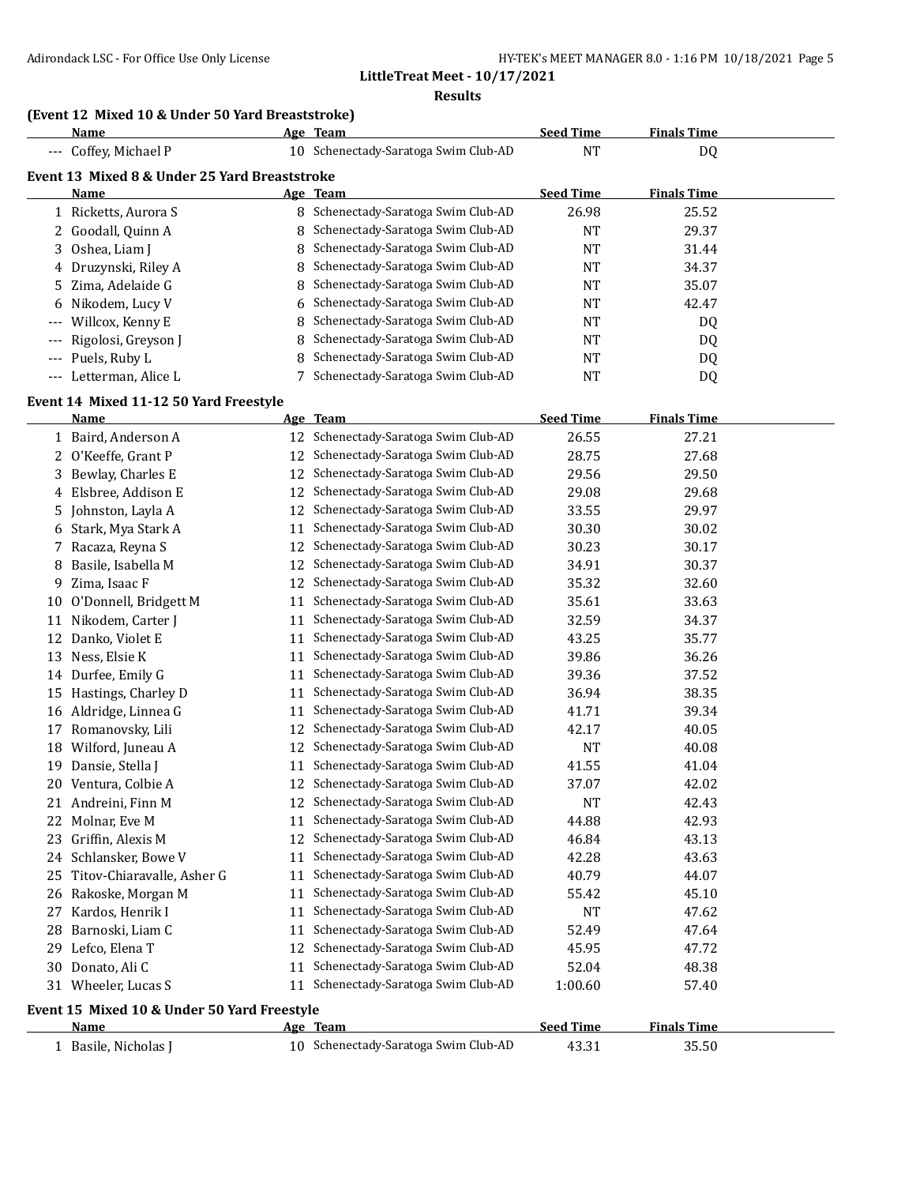**LittleTreat Meet - 10/17/2021**

**Results**

### (Event 12 Mixed 10 & Under 50 Yard Breaststroke)

| | Name | Age | Team | Seed Time | Finals Time |
|---|---|---|---|---|---|
| --- | Coffey, Michael P | 10 | Schenectady-Saratoga Swim Club-AD | NT | DQ |

### Event 13 Mixed 8 & Under 25 Yard Breaststroke

| | Name | Age | Team | Seed Time | Finals Time |
|---|---|---|---|---|---|
| 1 | Ricketts, Aurora S | 8 | Schenectady-Saratoga Swim Club-AD | 26.98 | 25.52 |
| 2 | Goodall, Quinn A | 8 | Schenectady-Saratoga Swim Club-AD | NT | 29.37 |
| 3 | Oshea, Liam J | 8 | Schenectady-Saratoga Swim Club-AD | NT | 31.44 |
| 4 | Druzynski, Riley A | 8 | Schenectady-Saratoga Swim Club-AD | NT | 34.37 |
| 5 | Zima, Adelaide G | 8 | Schenectady-Saratoga Swim Club-AD | NT | 35.07 |
| 6 | Nikodem, Lucy V | 6 | Schenectady-Saratoga Swim Club-AD | NT | 42.47 |
| --- | Willcox, Kenny E | 8 | Schenectady-Saratoga Swim Club-AD | NT | DQ |
| --- | Rigolosi, Greyson J | 8 | Schenectady-Saratoga Swim Club-AD | NT | DQ |
| --- | Puels, Ruby L | 8 | Schenectady-Saratoga Swim Club-AD | NT | DQ |
| --- | Letterman, Alice L | 7 | Schenectady-Saratoga Swim Club-AD | NT | DQ |

### Event 14 Mixed 11-12 50 Yard Freestyle

| | Name | Age | Team | Seed Time | Finals Time |
|---|---|---|---|---|---|
| 1 | Baird, Anderson A | 12 | Schenectady-Saratoga Swim Club-AD | 26.55 | 27.21 |
| 2 | O'Keeffe, Grant P | 12 | Schenectady-Saratoga Swim Club-AD | 28.75 | 27.68 |
| 3 | Bewlay, Charles E | 12 | Schenectady-Saratoga Swim Club-AD | 29.56 | 29.50 |
| 4 | Elsbree, Addison E | 12 | Schenectady-Saratoga Swim Club-AD | 29.08 | 29.68 |
| 5 | Johnston, Layla A | 12 | Schenectady-Saratoga Swim Club-AD | 33.55 | 29.97 |
| 6 | Stark, Mya Stark A | 11 | Schenectady-Saratoga Swim Club-AD | 30.30 | 30.02 |
| 7 | Racaza, Reyna S | 12 | Schenectady-Saratoga Swim Club-AD | 30.23 | 30.17 |
| 8 | Basile, Isabella M | 12 | Schenectady-Saratoga Swim Club-AD | 34.91 | 30.37 |
| 9 | Zima, Isaac F | 12 | Schenectady-Saratoga Swim Club-AD | 35.32 | 32.60 |
| 10 | O'Donnell, Bridgett M | 11 | Schenectady-Saratoga Swim Club-AD | 35.61 | 33.63 |
| 11 | Nikodem, Carter J | 11 | Schenectady-Saratoga Swim Club-AD | 32.59 | 34.37 |
| 12 | Danko, Violet E | 11 | Schenectady-Saratoga Swim Club-AD | 43.25 | 35.77 |
| 13 | Ness, Elsie K | 11 | Schenectady-Saratoga Swim Club-AD | 39.86 | 36.26 |
| 14 | Durfee, Emily G | 11 | Schenectady-Saratoga Swim Club-AD | 39.36 | 37.52 |
| 15 | Hastings, Charley D | 11 | Schenectady-Saratoga Swim Club-AD | 36.94 | 38.35 |
| 16 | Aldridge, Linnea G | 11 | Schenectady-Saratoga Swim Club-AD | 41.71 | 39.34 |
| 17 | Romanovsky, Lili | 12 | Schenectady-Saratoga Swim Club-AD | 42.17 | 40.05 |
| 18 | Wilford, Juneau A | 12 | Schenectady-Saratoga Swim Club-AD | NT | 40.08 |
| 19 | Dansie, Stella J | 11 | Schenectady-Saratoga Swim Club-AD | 41.55 | 41.04 |
| 20 | Ventura, Colbie A | 12 | Schenectady-Saratoga Swim Club-AD | 37.07 | 42.02 |
| 21 | Andreini, Finn M | 12 | Schenectady-Saratoga Swim Club-AD | NT | 42.43 |
| 22 | Molnar, Eve M | 11 | Schenectady-Saratoga Swim Club-AD | 44.88 | 42.93 |
| 23 | Griffin, Alexis M | 12 | Schenectady-Saratoga Swim Club-AD | 46.84 | 43.13 |
| 24 | Schlansker, Bowe V | 11 | Schenectady-Saratoga Swim Club-AD | 42.28 | 43.63 |
| 25 | Titov-Chiaravalle, Asher G | 11 | Schenectady-Saratoga Swim Club-AD | 40.79 | 44.07 |
| 26 | Rakoske, Morgan M | 11 | Schenectady-Saratoga Swim Club-AD | 55.42 | 45.10 |
| 27 | Kardos, Henrik I | 11 | Schenectady-Saratoga Swim Club-AD | NT | 47.62 |
| 28 | Barnoski, Liam C | 11 | Schenectady-Saratoga Swim Club-AD | 52.49 | 47.64 |
| 29 | Lefco, Elena T | 12 | Schenectady-Saratoga Swim Club-AD | 45.95 | 47.72 |
| 30 | Donato, Ali C | 11 | Schenectady-Saratoga Swim Club-AD | 52.04 | 48.38 |
| 31 | Wheeler, Lucas S | 11 | Schenectady-Saratoga Swim Club-AD | 1:00.60 | 57.40 |

### Event 15 Mixed 10 & Under 50 Yard Freestyle

| | Name | Age | Team | Seed Time | Finals Time |
|---|---|---|---|---|---|
| 1 | Basile, Nicholas J | 10 | Schenectady-Saratoga Swim Club-AD | 43.31 | 35.50 |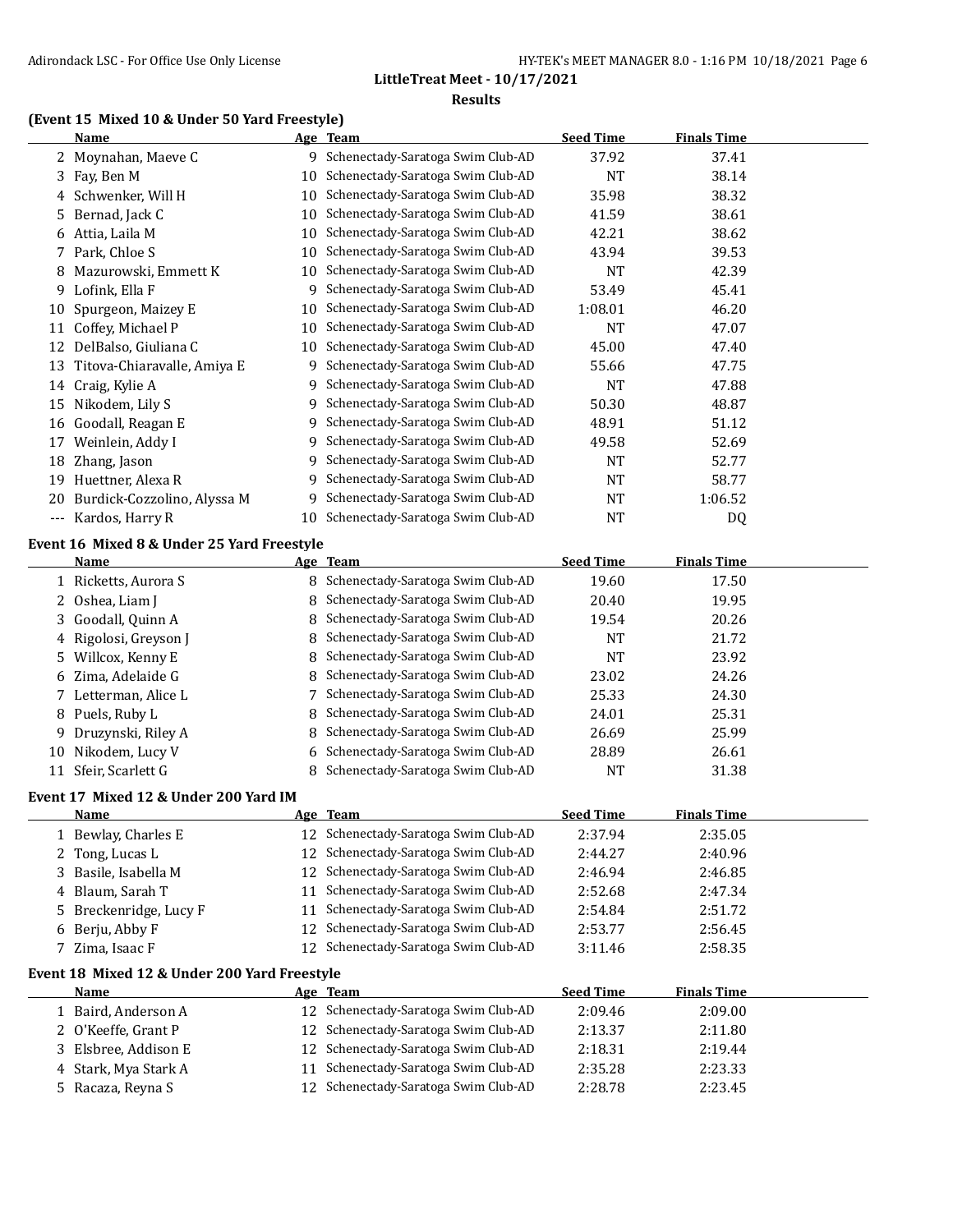LittleTreat Meet - 10/17/2021

Results

### (Event 15 Mixed 10 & Under 50 Yard Freestyle)

| | Name | Age | Team | Seed Time | Finals Time |
|---|---|---|---|---|---|
| 2 | Moynahan, Maeve C | 9 | Schenectady-Saratoga Swim Club-AD | 37.92 | 37.41 |
| 3 | Fay, Ben M | 10 | Schenectady-Saratoga Swim Club-AD | NT | 38.14 |
| 4 | Schwenker, Will H | 10 | Schenectady-Saratoga Swim Club-AD | 35.98 | 38.32 |
| 5 | Bernad, Jack C | 10 | Schenectady-Saratoga Swim Club-AD | 41.59 | 38.61 |
| 6 | Attia, Laila M | 10 | Schenectady-Saratoga Swim Club-AD | 42.21 | 38.62 |
| 7 | Park, Chloe S | 10 | Schenectady-Saratoga Swim Club-AD | 43.94 | 39.53 |
| 8 | Mazurowski, Emmett K | 10 | Schenectady-Saratoga Swim Club-AD | NT | 42.39 |
| 9 | Lofink, Ella F | 9 | Schenectady-Saratoga Swim Club-AD | 53.49 | 45.41 |
| 10 | Spurgeon, Maizey E | 10 | Schenectady-Saratoga Swim Club-AD | 1:08.01 | 46.20 |
| 11 | Coffey, Michael P | 10 | Schenectady-Saratoga Swim Club-AD | NT | 47.07 |
| 12 | DelBalso, Giuliana C | 10 | Schenectady-Saratoga Swim Club-AD | 45.00 | 47.40 |
| 13 | Titova-Chiaravalle, Amiya E | 9 | Schenectady-Saratoga Swim Club-AD | 55.66 | 47.75 |
| 14 | Craig, Kylie A | 9 | Schenectady-Saratoga Swim Club-AD | NT | 47.88 |
| 15 | Nikodem, Lily S | 9 | Schenectady-Saratoga Swim Club-AD | 50.30 | 48.87 |
| 16 | Goodall, Reagan E | 9 | Schenectady-Saratoga Swim Club-AD | 48.91 | 51.12 |
| 17 | Weinlein, Addy I | 9 | Schenectady-Saratoga Swim Club-AD | 49.58 | 52.69 |
| 18 | Zhang, Jason | 9 | Schenectady-Saratoga Swim Club-AD | NT | 52.77 |
| 19 | Huettner, Alexa R | 9 | Schenectady-Saratoga Swim Club-AD | NT | 58.77 |
| 20 | Burdick-Cozzolino, Alyssa M | 9 | Schenectady-Saratoga Swim Club-AD | NT | 1:06.52 |
| --- | Kardos, Harry R | 10 | Schenectady-Saratoga Swim Club-AD | NT | DQ |

### Event 16 Mixed 8 & Under 25 Yard Freestyle

| | Name | Age | Team | Seed Time | Finals Time |
|---|---|---|---|---|---|
| 1 | Ricketts, Aurora S | 8 | Schenectady-Saratoga Swim Club-AD | 19.60 | 17.50 |
| 2 | Oshea, Liam J | 8 | Schenectady-Saratoga Swim Club-AD | 20.40 | 19.95 |
| 3 | Goodall, Quinn A | 8 | Schenectady-Saratoga Swim Club-AD | 19.54 | 20.26 |
| 4 | Rigolosi, Greyson J | 8 | Schenectady-Saratoga Swim Club-AD | NT | 21.72 |
| 5 | Willcox, Kenny E | 8 | Schenectady-Saratoga Swim Club-AD | NT | 23.92 |
| 6 | Zima, Adelaide G | 8 | Schenectady-Saratoga Swim Club-AD | 23.02 | 24.26 |
| 7 | Letterman, Alice L | 7 | Schenectady-Saratoga Swim Club-AD | 25.33 | 24.30 |
| 8 | Puels, Ruby L | 8 | Schenectady-Saratoga Swim Club-AD | 24.01 | 25.31 |
| 9 | Druzynski, Riley A | 8 | Schenectady-Saratoga Swim Club-AD | 26.69 | 25.99 |
| 10 | Nikodem, Lucy V | 6 | Schenectady-Saratoga Swim Club-AD | 28.89 | 26.61 |
| 11 | Sfeir, Scarlett G | 8 | Schenectady-Saratoga Swim Club-AD | NT | 31.38 |

### Event 17 Mixed 12 & Under 200 Yard IM

| | Name | Age | Team | Seed Time | Finals Time |
|---|---|---|---|---|---|
| 1 | Bewlay, Charles E | 12 | Schenectady-Saratoga Swim Club-AD | 2:37.94 | 2:35.05 |
| 2 | Tong, Lucas L | 12 | Schenectady-Saratoga Swim Club-AD | 2:44.27 | 2:40.96 |
| 3 | Basile, Isabella M | 12 | Schenectady-Saratoga Swim Club-AD | 2:46.94 | 2:46.85 |
| 4 | Blaum, Sarah T | 11 | Schenectady-Saratoga Swim Club-AD | 2:52.68 | 2:47.34 |
| 5 | Breckenridge, Lucy F | 11 | Schenectady-Saratoga Swim Club-AD | 2:54.84 | 2:51.72 |
| 6 | Berju, Abby F | 12 | Schenectady-Saratoga Swim Club-AD | 2:53.77 | 2:56.45 |
| 7 | Zima, Isaac F | 12 | Schenectady-Saratoga Swim Club-AD | 3:11.46 | 2:58.35 |

### Event 18 Mixed 12 & Under 200 Yard Freestyle

| | Name | Age | Team | Seed Time | Finals Time |
|---|---|---|---|---|---|
| 1 | Baird, Anderson A | 12 | Schenectady-Saratoga Swim Club-AD | 2:09.46 | 2:09.00 |
| 2 | O'Keeffe, Grant P | 12 | Schenectady-Saratoga Swim Club-AD | 2:13.37 | 2:11.80 |
| 3 | Elsbree, Addison E | 12 | Schenectady-Saratoga Swim Club-AD | 2:18.31 | 2:19.44 |
| 4 | Stark, Mya Stark A | 11 | Schenectady-Saratoga Swim Club-AD | 2:35.28 | 2:23.33 |
| 5 | Racaza, Reyna S | 12 | Schenectady-Saratoga Swim Club-AD | 2:28.78 | 2:23.45 |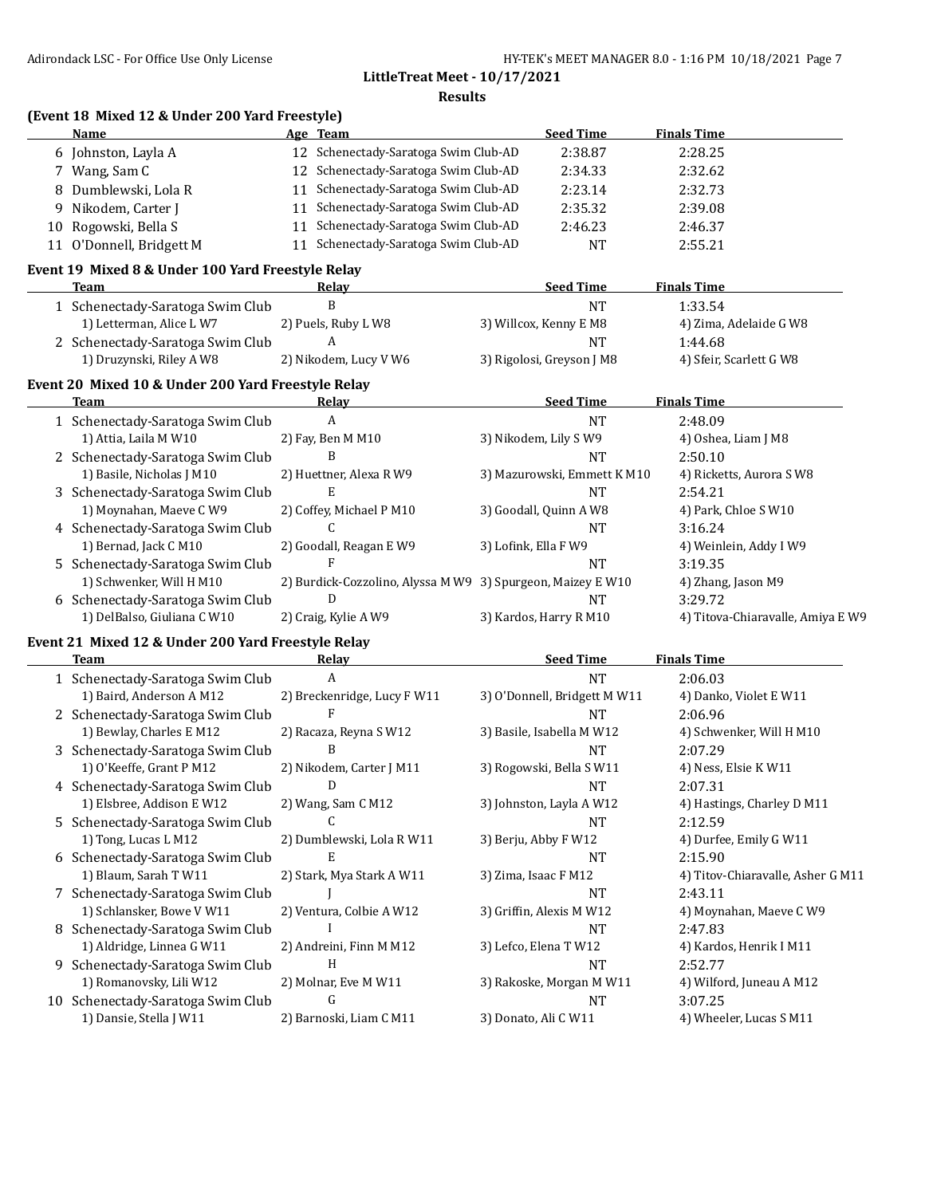**LittleTreat Meet - 10/17/2021**

**Results**

### (Event 18 Mixed 12 & Under 200 Yard Freestyle)

| | Name | Age | Team | Seed Time | Finals Time |
|---|---|---|---|---|---|
| 6 | Johnston, Layla A | 12 | Schenectady-Saratoga Swim Club-AD | 2:38.87 | 2:28.25 |
| 7 | Wang, Sam C | 12 | Schenectady-Saratoga Swim Club-AD | 2:34.33 | 2:32.62 |
| 8 | Dumblewski, Lola R | 11 | Schenectady-Saratoga Swim Club-AD | 2:23.14 | 2:32.73 |
| 9 | Nikodem, Carter J | 11 | Schenectady-Saratoga Swim Club-AD | 2:35.32 | 2:39.08 |
| 10 | Rogowski, Bella S | 11 | Schenectady-Saratoga Swim Club-AD | 2:46.23 | 2:46.37 |
| 11 | O'Donnell, Bridgett M | 11 | Schenectady-Saratoga Swim Club-AD | NT | 2:55.21 |

### Event 19 Mixed 8 & Under 100 Yard Freestyle Relay

| | Team | Relay | Seed Time | Finals Time |
|---|---|---|---|---|
| 1 | Schenectady-Saratoga Swim Club | B | NT | 1:33.54 |
| | 1) Letterman, Alice L W7 | 2) Puels, Ruby L W8 | 3) Willcox, Kenny E M8 | 4) Zima, Adelaide G W8 |
| 2 | Schenectady-Saratoga Swim Club | A | NT | 1:44.68 |
| | 1) Druzynski, Riley A W8 | 2) Nikodem, Lucy V W6 | 3) Rigolosi, Greyson J M8 | 4) Sfeir, Scarlett G W8 |

### Event 20 Mixed 10 & Under 200 Yard Freestyle Relay

| | Team | Relay | Seed Time | Finals Time |
|---|---|---|---|---|
| 1 | Schenectady-Saratoga Swim Club | A | NT | 2:48.09 |
| | 1) Attia, Laila M W10 | 2) Fay, Ben M M10 | 3) Nikodem, Lily S W9 | 4) Oshea, Liam J M8 |
| 2 | Schenectady-Saratoga Swim Club | B | NT | 2:50.10 |
| | 1) Basile, Nicholas J M10 | 2) Huettner, Alexa R W9 | 3) Mazurowski, Emmett K M10 | 4) Ricketts, Aurora S W8 |
| 3 | Schenectady-Saratoga Swim Club | E | NT | 2:54.21 |
| | 1) Moynahan, Maeve C W9 | 2) Coffey, Michael P M10 | 3) Goodall, Quinn A W8 | 4) Park, Chloe S W10 |
| 4 | Schenectady-Saratoga Swim Club | C | NT | 3:16.24 |
| | 1) Bernad, Jack C M10 | 2) Goodall, Reagan E W9 | 3) Lofink, Ella F W9 | 4) Weinlein, Addy I W9 |
| 5 | Schenectady-Saratoga Swim Club | F | NT | 3:19.35 |
| | 1) Schwenker, Will H M10 | 2) Burdick-Cozzolino, Alyssa M W9 | 3) Spurgeon, Maizey E W10 | 4) Zhang, Jason M9 |
| 6 | Schenectady-Saratoga Swim Club | D | NT | 3:29.72 |
| | 1) DelBalso, Giuliana C W10 | 2) Craig, Kylie A W9 | 3) Kardos, Harry R M10 | 4) Titova-Chiaravalle, Amiya E W9 |

### Event 21 Mixed 12 & Under 200 Yard Freestyle Relay

| | Team | Relay | Seed Time | Finals Time |
|---|---|---|---|---|
| 1 | Schenectady-Saratoga Swim Club | A | NT | 2:06.03 |
| | 1) Baird, Anderson A M12 | 2) Breckenridge, Lucy F W11 | 3) O'Donnell, Bridgett M W11 | 4) Danko, Violet E W11 |
| 2 | Schenectady-Saratoga Swim Club | F | NT | 2:06.96 |
| | 1) Bewlay, Charles E M12 | 2) Racaza, Reyna S W12 | 3) Basile, Isabella M W12 | 4) Schwenker, Will H M10 |
| 3 | Schenectady-Saratoga Swim Club | B | NT | 2:07.29 |
| | 1) O'Keeffe, Grant P M12 | 2) Nikodem, Carter J M11 | 3) Rogowski, Bella S W11 | 4) Ness, Elsie K W11 |
| 4 | Schenectady-Saratoga Swim Club | D | NT | 2:07.31 |
| | 1) Elsbree, Addison E W12 | 2) Wang, Sam C M12 | 3) Johnston, Layla A W12 | 4) Hastings, Charley D M11 |
| 5 | Schenectady-Saratoga Swim Club | C | NT | 2:12.59 |
| | 1) Tong, Lucas L M12 | 2) Dumblewski, Lola R W11 | 3) Berju, Abby F W12 | 4) Durfee, Emily G W11 |
| 6 | Schenectady-Saratoga Swim Club | E | NT | 2:15.90 |
| | 1) Blaum, Sarah T W11 | 2) Stark, Mya Stark A W11 | 3) Zima, Isaac F M12 | 4) Titov-Chiaravalle, Asher G M11 |
| 7 | Schenectady-Saratoga Swim Club | J | NT | 2:43.11 |
| | 1) Schlansker, Bowe V W11 | 2) Ventura, Colbie A W12 | 3) Griffin, Alexis M W12 | 4) Moynahan, Maeve C W9 |
| 8 | Schenectady-Saratoga Swim Club | I | NT | 2:47.83 |
| | 1) Aldridge, Linnea G W11 | 2) Andreini, Finn M M12 | 3) Lefco, Elena T W12 | 4) Kardos, Henrik I M11 |
| 9 | Schenectady-Saratoga Swim Club | H | NT | 2:52.77 |
| | 1) Romanovsky, Lili W12 | 2) Molnar, Eve M W11 | 3) Rakoske, Morgan M W11 | 4) Wilford, Juneau A M12 |
| 10 | Schenectady-Saratoga Swim Club | G | NT | 3:07.25 |
| | 1) Dansie, Stella J W11 | 2) Barnoski, Liam C M11 | 3) Donato, Ali C W11 | 4) Wheeler, Lucas S M11 |